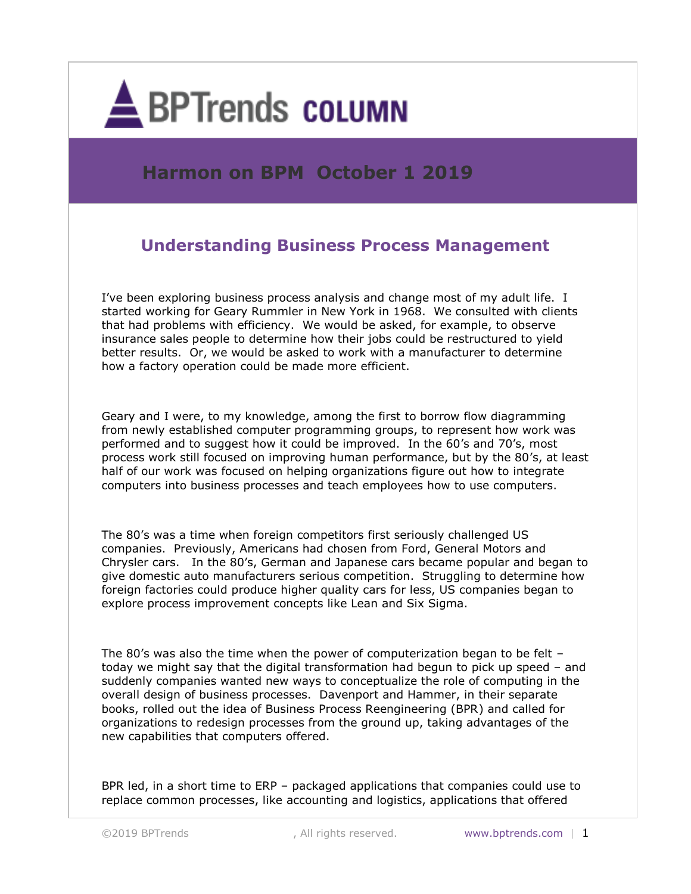# BPTrends COLUMN

## Harmon on BPM October 1 2019

### Understanding Business Process Management

I've been exploring business process analysis and change most of my adult life. I started working for Geary Rummler in New York in 1968. We consulted with clients that had problems with efficiency. We would be asked, for example, to observe insurance sales people to determine how their jobs could be restructured to yield better results. Or, we would be asked to work with a manufacturer to determine how a factory operation could be made more efficient.

Geary and I were, to my knowledge, among the first to borrow flow diagramming from newly established computer programming groups, to represent how work was performed and to suggest how it could be improved. In the 60's and 70's, most process work still focused on improving human performance, but by the 80's, at least half of our work was focused on helping organizations figure out how to integrate computers into business processes and teach employees how to use computers.

The 80's was a time when foreign competitors first seriously challenged US companies. Previously, Americans had chosen from Ford, General Motors and Chrysler cars. In the 80's, German and Japanese cars became popular and began to give domestic auto manufacturers serious competition. Struggling to determine how foreign factories could produce higher quality cars for less, US companies began to explore process improvement concepts like Lean and Six Sigma.

The 80's was also the time when the power of computerization began to be felt – today we might say that the digital transformation had begun to pick up speed – and suddenly companies wanted new ways to conceptualize the role of computing in the overall design of business processes. Davenport and Hammer, in their separate books, rolled out the idea of Business Process Reengineering (BPR) and called for organizations to redesign processes from the ground up, taking advantages of the new capabilities that computers offered.

BPR led, in a short time to ERP – packaged applications that companies could use to replace common processes, like accounting and logistics, applications that offered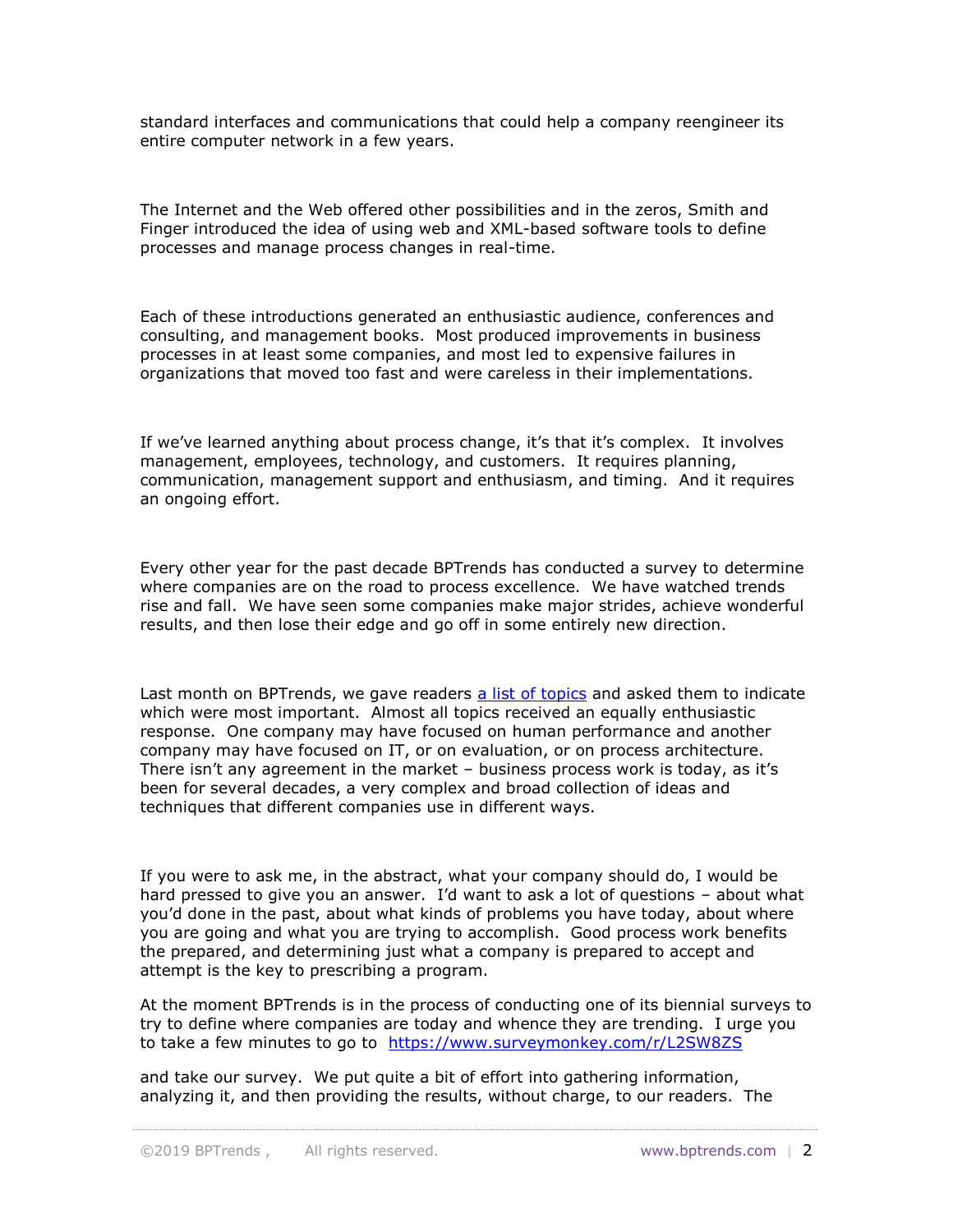standard interfaces and communications that could help a company reengineer its entire computer network in a few years.

The Internet and the Web offered other possibilities and in the zeros, Smith and Finger introduced the idea of using web and XML-based software tools to define processes and manage process changes in real-time.

Each of these introductions generated an enthusiastic audience, conferences and consulting, and management books. Most produced improvements in business processes in at least some companies, and most led to expensive failures in organizations that moved too fast and were careless in their implementations.

If we've learned anything about process change, it's that it's complex. It involves management, employees, technology, and customers. It requires planning, communication, management support and enthusiasm, and timing. And it requires an ongoing effort.

Every other year for the past decade BPTrends has conducted a survey to determine where companies are on the road to process excellence. We have watched trends rise and fall. We have seen some companies make major strides, achieve wonderful results, and then lose their edge and go off in some entirely new direction.

Last month on BPTrends, we gave readers a list of topics and asked them to indicate which were most important. Almost all topics received an equally enthusiastic response. One company may have focused on human performance and another company may have focused on IT, or on evaluation, or on process architecture. There isn't any agreement in the market – business process work is today, as it's been for several decades, a very complex and broad collection of ideas and techniques that different companies use in different ways.

If you were to ask me, in the abstract, what your company should do, I would be hard pressed to give you an answer. I'd want to ask a lot of questions – about what you'd done in the past, about what kinds of problems you have today, about where you are going and what you are trying to accomplish. Good process work benefits the prepared, and determining just what a company is prepared to accept and attempt is the key to prescribing a program.

At the moment BPTrends is in the process of conducting one of its biennial surveys to try to define where companies are today and whence they are trending. I urge you to take a few minutes to go to https://www.surveymonkey.com/r/L2SW8ZS

and take our survey. We put quite a bit of effort into gathering information, analyzing it, and then providing the results, without charge, to our readers. The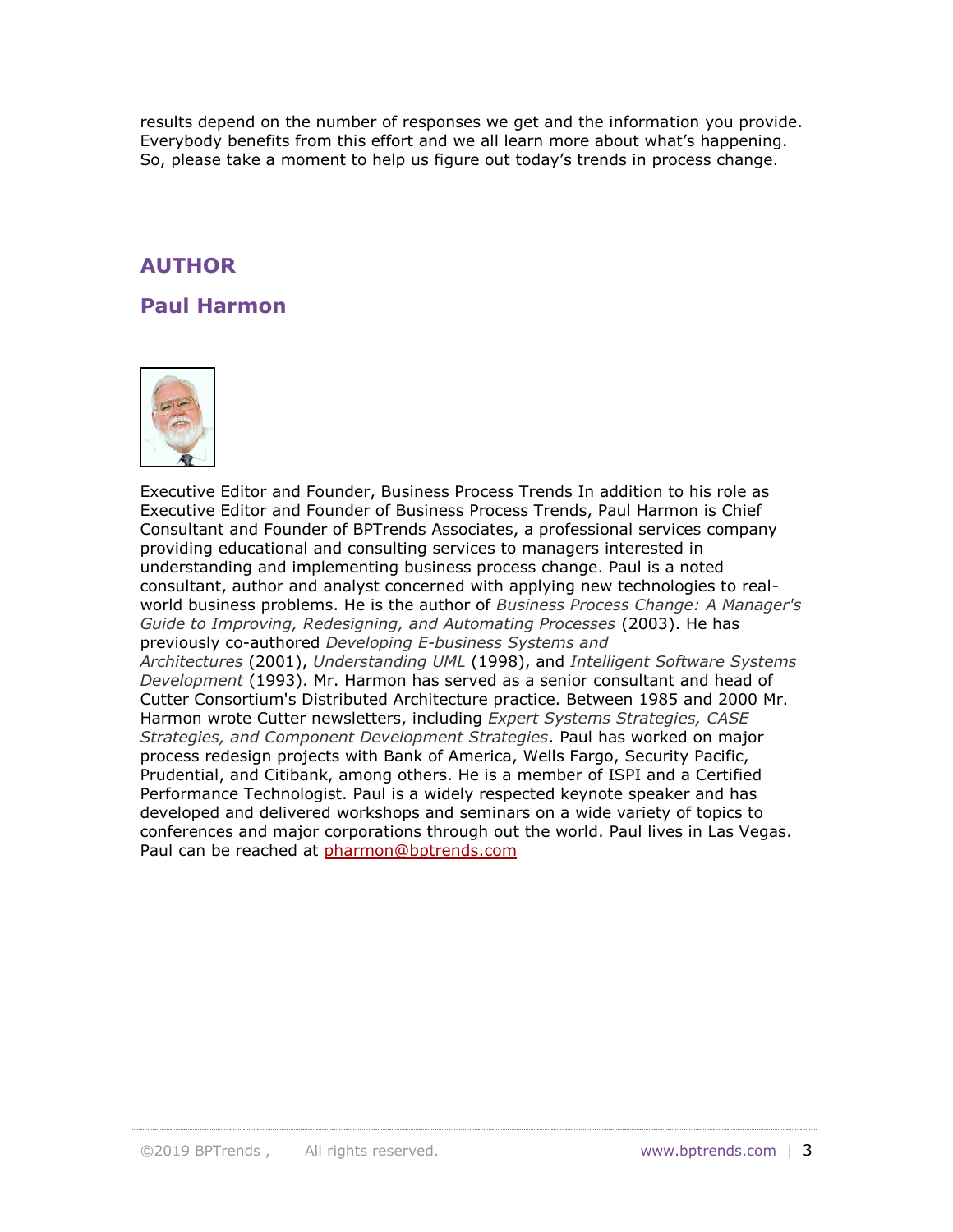results depend on the number of responses we get and the information you provide. Everybody benefits from this effort and we all learn more about what's happening. So, please take a moment to help us figure out today's trends in process change.

## AUTHOR

## Paul Harmon

Executive Editor and Founder, Business Process Trends In addition to his role as Executive Editor and Founder of Business Process Trends, Paul Harmon is Chief Consultant and Founder of BPTrends Associates, a professional services company providing educational and consulting services to managers interested in understanding and implementing business process change. Paul is a noted consultant, author and analyst concerned with applying new technologies to real-world business problems. He is the author of *Business Process Change: A Manager's Guide to Improving, Redesigning, and Automating Processes* (2003). He has previously co-authored *Developing E-business Systems and Architectures* (2001), *Understanding UML* (1998), and *Intelligent Software Systems Development* (1993). Mr. Harmon has served as a senior consultant and head of Cutter Consortium's Distributed Architecture practice. Between 1985 and 2000 Mr. Harmon wrote Cutter newsletters, including *Expert Systems Strategies, CASE Strategies, and Component Development Strategies*. Paul has worked on major process redesign projects with Bank of America, Wells Fargo, Security Pacific, Prudential, and Citibank, among others. He is a member of ISPI and a Certified Performance Technologist. Paul is a widely respected keynote speaker and has developed and delivered workshops and seminars on a wide variety of topics to conferences and major corporations through out the world. Paul lives in Las Vegas. Paul can be reached at pharmon@bptrends.com